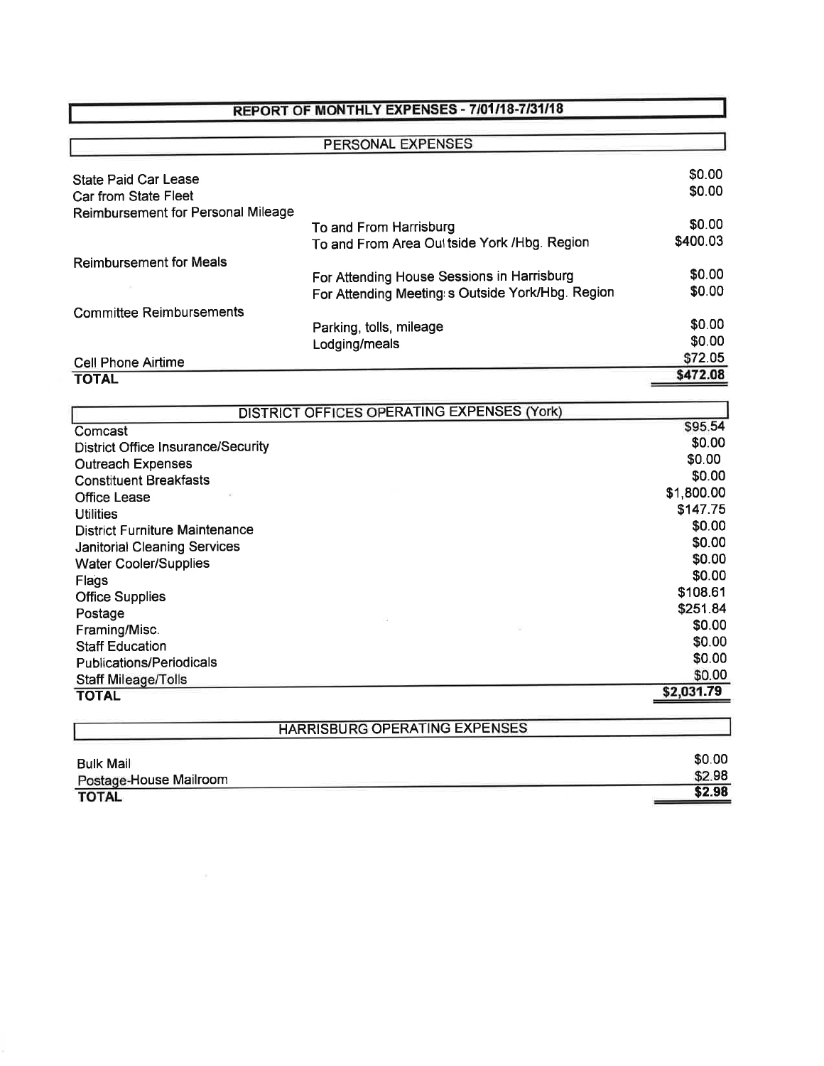# REPORT OF MONTHLY EXPENSES - 7/01/18-7/31/18

## PERSONAL EXPENSES

| | | |
|---|---|---|
| State Paid Car Lease | | $0.00 |
| Car from State Fleet | | $0.00 |
| Reimbursement for Personal Mileage | | |
| | To and From Harrisburg | $0.00 |
| | To and From Area Outside York /Hbg. Region | $400.03 |
| Reimbursement for Meals | | |
| | For Attending House Sessions in Harrisburg | $0.00 |
| | For Attending Meetings Outside York/Hbg. Region | $0.00 |
| Committee Reimbursements | | |
| | Parking, tolls, mileage | $0.00 |
| | Lodging/meals | $0.00 |
| Cell Phone Airtime | | $72.05 |
| **TOTAL** | | **$472.08** |

## DISTRICT OFFICES OPERATING EXPENSES (York)

| | |
|---|---|
| Comcast | $95.54 |
| District Office Insurance/Security | $0.00 |
| Outreach Expenses | $0.00 |
| Constituent Breakfasts | $0.00 |
| Office Lease | $1,800.00 |
| Utilities | $147.75 |
| District Furniture Maintenance | $0.00 |
| Janitorial Cleaning Services | $0.00 |
| Water Cooler/Supplies | $0.00 |
| Flags | $0.00 |
| Office Supplies | $108.61 |
| Postage | $251.84 |
| Framing/Misc. | $0.00 |
| Staff Education | $0.00 |
| Publications/Periodicals | $0.00 |
| Staff Mileage/Tolls | $0.00 |
| **TOTAL** | **$2,031.79** |

## HARRISBURG OPERATING EXPENSES

| | |
|---|---|
| Bulk Mail | $0.00 |
| Postage-House Mailroom | $2.98 |
| **TOTAL** | **$2.98** |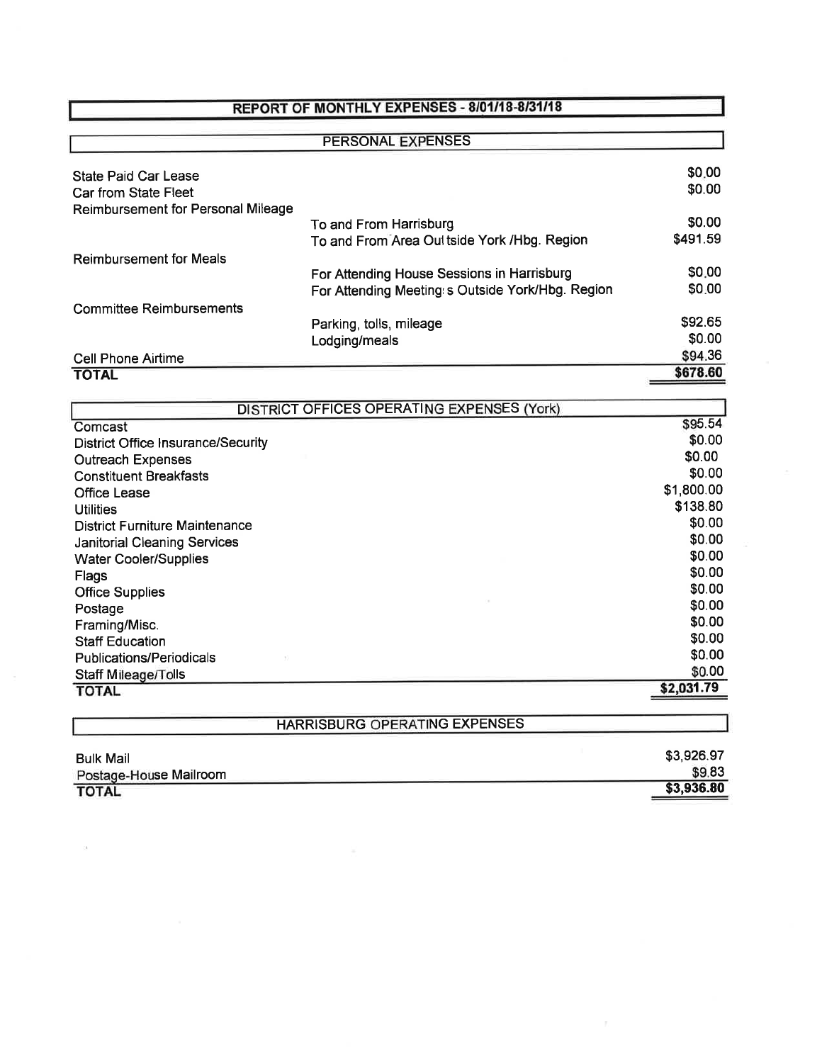## REPORT OF MONTHLY EXPENSES - 8/01/18-8/31/18

### PERSONAL EXPENSES

| | | |
|---|---|---|
| State Paid Car Lease | | $0.00 |
| Car from State Fleet | | $0.00 |
| Reimbursement for Personal Mileage | | |
| | To and From Harrisburg | $0.00 |
| | To and From Area Oul tside York /Hbg. Region | $491.59 |
| Reimbursement for Meals | | |
| | For Attending House Sessions in Harrisburg | $0.00 |
| | For Attending Meeting s Outside York/Hbg. Region | $0.00 |
| Committee Reimbursements | | |
| | Parking, tolls, mileage | $92.65 |
| | Lodging/meals | $0.00 |
| Cell Phone Airtime | | $94.36 |
| **TOTAL** | | **$678.60** |

### DISTRICT OFFICES OPERATING EXPENSES (York)

| | |
|---|---|
| Comcast | $95.54 |
| District Office Insurance/Security | $0.00 |
| Outreach Expenses | $0.00 |
| Constituent Breakfasts | $0.00 |
| Office Lease | $1,800.00 |
| Utilities | $138.80 |
| District Furniture Maintenance | $0.00 |
| Janitorial Cleaning Services | $0.00 |
| Water Cooler/Supplies | $0.00 |
| Flags | $0.00 |
| Office Supplies | $0.00 |
| Postage | $0.00 |
| Framing/Misc. | $0.00 |
| Staff Education | $0.00 |
| Publications/Periodicals | $0.00 |
| Staff Mileage/Tolls | $0.00 |
| **TOTAL** | **$2,031.79** |

### HARRISBURG OPERATING EXPENSES

| | |
|---|---|
| Bulk Mail | $3,926.97 |
| Postage-House Mailroom | $9.83 |
| **TOTAL** | **$3,936.80** |